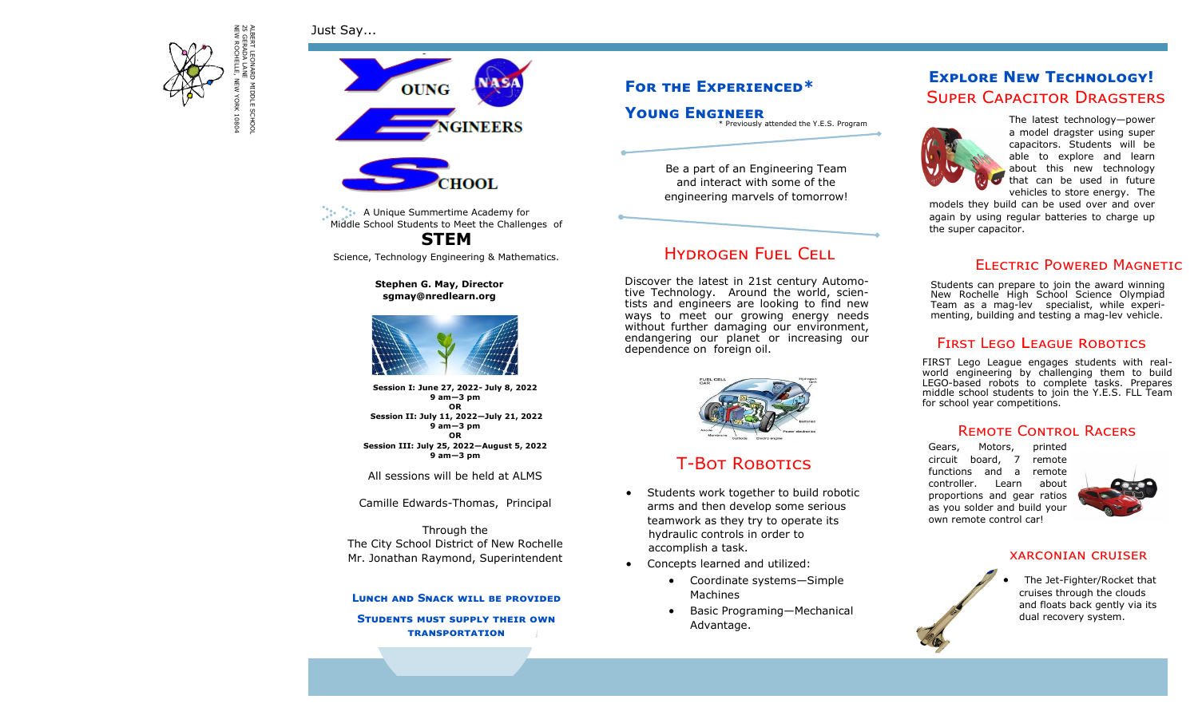ALBERT LEONARD MIDDLE SCHOOL
25 GERADA LANE
NEW ROCHELLE, NEW YORK 10804

Just Say...

# YOUNG ENGINEERS SCHOOL

NASA

A Unique Summertime Academy for Middle School Students to Meet the Challenges of

**STEM**

Science, Technology Engineering & Mathematics.

**Stephen G. May, Director**
**sgmay@nredlearn.org**

**Session I: June 27, 2022- July 8, 2022**
**9 am—3 pm**
**OR**
**Session II: July 11, 2022—July 21, 2022**
**9 am—3 pm**
**OR**
**Session III: July 25, 2022—August 5, 2022**
**9 am—3 pm**

All sessions will be held at ALMS

Camille Edwards-Thomas, Principal

Through the
The City School District of New Rochelle
Mr. Jonathan Raymond, Superintendent

**Lunch and Snack will be provided**

**Students must supply their own transportation**

## For the Experienced* Young Engineer

\* Previously attended the Y.E.S. Program

Be a part of an Engineering Team and interact with some of the engineering marvels of tomorrow!

## Hydrogen Fuel Cell

Discover the latest in 21st century Automotive Technology. Around the world, scientists and engineers are looking to find new ways to meet our growing energy needs without further damaging our environment, endangering our planet or increasing our dependence on foreign oil.

## T-Bot Robotics

- Students work together to build robotic arms and then develop some serious teamwork as they try to operate its hydraulic controls in order to accomplish a task.
- Concepts learned and utilized:
  - Coordinate systems—Simple Machines
  - Basic Programing—Mechanical Advantage.

## Explore New Technology!

## Super Capacitor Dragsters

The latest technology—power a model dragster using super capacitors. Students will be able to explore and learn about this new technology that can be used in future vehicles to store energy. The models they build can be used over and over again by using regular batteries to charge up the super capacitor.

## Electric Powered Magnetic

Students can prepare to join the award winning New Rochelle High School Science Olympiad Team as a mag-lev specialist, while experimenting, building and testing a mag-lev vehicle.

## First Lego League Robotics

FIRST Lego League engages students with real-world engineering by challenging them to build LEGO-based robots to complete tasks. Prepares middle school students to join the Y.E.S. FLL Team for school year competitions.

## Remote Control Racers

Gears, Motors, printed circuit board, 7 remote functions and a remote controller. Learn about proportions and gear ratios as you solder and build your own remote control car!

## Xarconian Cruiser

- The Jet-Fighter/Rocket that cruises through the clouds and floats back gently via its dual recovery system.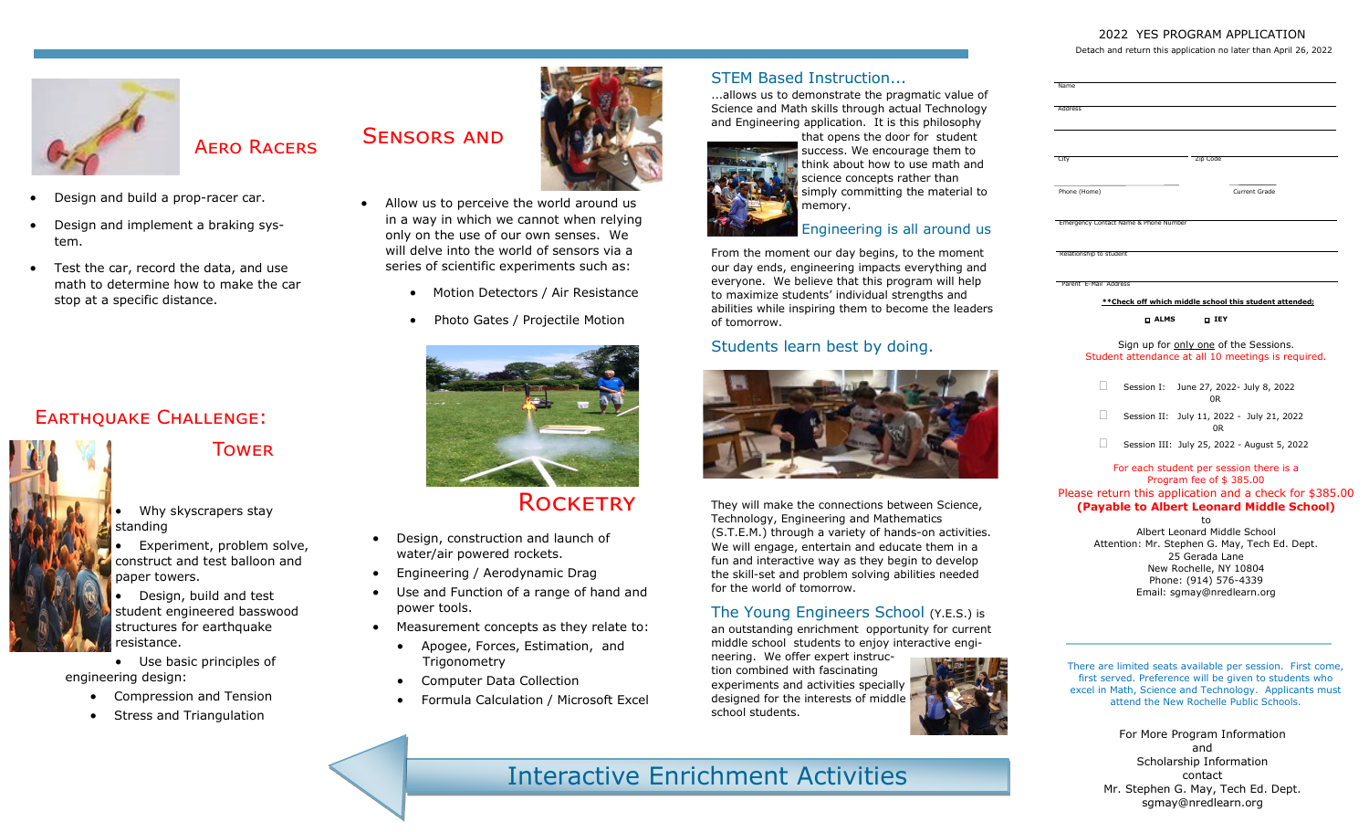## Aero Racers

- Design and build a prop-racer car.
- Design and implement a braking system.
- Test the car, record the data, and use math to determine how to make the car stop at a specific distance.

## Earthquake Challenge: Tower

- Why skyscrapers stay standing
- Experiment, problem solve, construct and test balloon and paper towers.
- Design, build and test student engineered basswood structures for earthquake resistance.
- Use basic principles of engineering design:
  - Compression and Tension
  - Stress and Triangulation

## Sensors and

- Allow us to perceive the world around us in a way in which we cannot when relying only on the use of our own senses. We will delve into the world of sensors via a series of scientific experiments such as:
  - Motion Detectors / Air Resistance
  - Photo Gates / Projectile Motion

## Rocketry

- Design, construction and launch of water/air powered rockets.
- Engineering / Aerodynamic Drag
- Use and Function of a range of hand and power tools.
- Measurement concepts as they relate to:
  - Apogee, Forces, Estimation, and Trigonometry
  - Computer Data Collection
  - Formula Calculation / Microsoft Excel

## STEM Based Instruction...

...allows us to demonstrate the pragmatic value of Science and Math skills through actual Technology and Engineering application. It is this philosophy that opens the door for student success. We encourage them to think about how to use math and science concepts rather than simply committing the material to memory.

## Engineering is all around us

From the moment our day begins, to the moment our day ends, engineering impacts everything and everyone. We believe that this program will help to maximize students' individual strengths and abilities while inspiring them to become the leaders of tomorrow.

## Students learn best by doing.

They will make the connections between Science, Technology, Engineering and Mathematics (S.T.E.M.) through a variety of hands-on activities. We will engage, entertain and educate them in a fun and interactive way as they begin to develop the skill-set and problem solving abilities needed for the world of tomorrow.

**The Young Engineers School** (Y.E.S.) is an outstanding enrichment opportunity for current middle school students to enjoy interactive engineering. We offer expert instruction combined with fascinating experiments and activities specially designed for the interests of middle school students.

# Interactive Enrichment Activities

## 2022 YES PROGRAM APPLICATION

Detach and return this application no later than April 26, 2022

Name ______________________________

Address ______________________________

City ______________ Zip Code ______________

Phone (Home) ______________ Current Grade ______________

Emergency Contact Name & Phone Number ______________________________

Relationship to student ______________________________

Parent E-Mail Address ______________________________

**\*\*Check off which middle school this student attended;**

☐ **ALMS** ☐ **IEY**

Sign up for only one of the Sessions.
Student attendance at all 10 meetings is required.

☐ Session I: June 27, 2022- July 8, 2022
OR
☐ Session II: July 11, 2022 - July 21, 2022
OR
☐ Session III: July 25, 2022 - August 5, 2022

For each student per session there is a Program fee of $ 385.00

Please return this application and a check for $385.00 **(Payable to Albert Leonard Middle School)**
to
Albert Leonard Middle School
Attention: Mr. Stephen G. May, Tech Ed. Dept.
25 Gerada Lane
New Rochelle, NY 10804
Phone: (914) 576-4339
Email: sgmay@nredlearn.org

There are limited seats available per session. First come, first served. Preference will be given to students who excel in Math, Science and Technology. Applicants must attend the New Rochelle Public Schools.

For More Program Information and Scholarship Information contact
Mr. Stephen G. May, Tech Ed. Dept.
sgmay@nredlearn.org